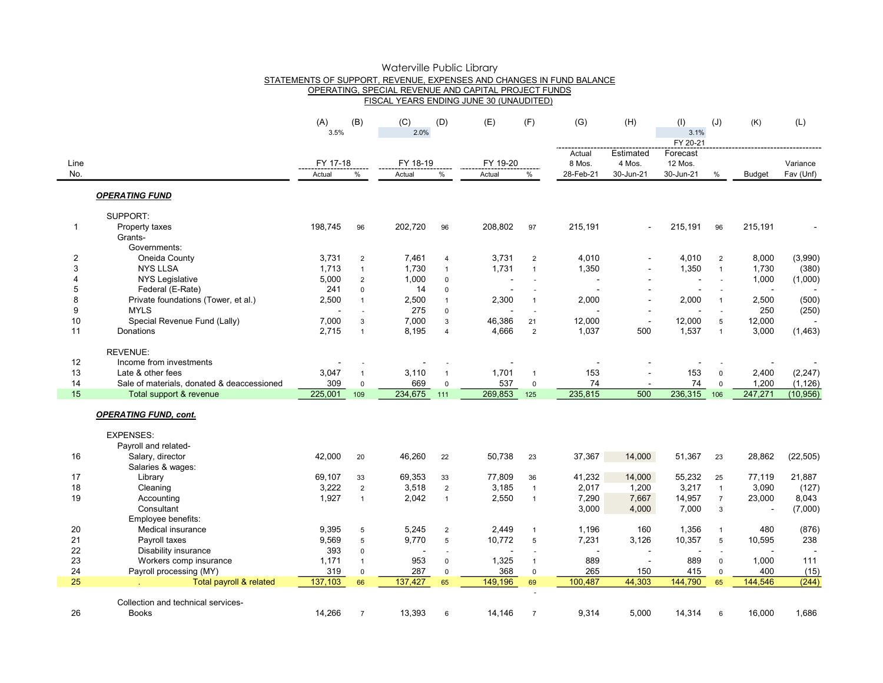# Waterville Public Library

STATEMENTS OF SUPPORT, REVENUE, EXPENSES AND CHANGES IN FUND BALANCE
OPERATING, SPECIAL REVENUE AND CAPITAL PROJECT FUNDS
FISCAL YEARS ENDING JUNE 30 (UNAUDITED)

| | | (A) | (B) | (C) | (D) | (E) | (F) | (G) | (H) | (I) | (J) | (K) | (L) |
|---|---|---|---|---|---|---|---|---|---|---|---|---|---|
| | | 3.5% | | 2.0% | | | | | | 3.1% | | | |
| | | | | | | | | | | FY 20-21 | | | |
| | | FY 17-18 | | FY 18-19 | | FY 19-20 | | Actual 8 Mos. | Estimated 4 Mos. | Forecast 12 Mos. | | | Variance |
| Line No. | | Actual | % | Actual | % | Actual | % | 28-Feb-21 | 30-Jun-21 | 30-Jun-21 | % | Budget | Fav (Unf) |
| | ***OPERATING FUND*** | | | | | | | | | | | | |
| | SUPPORT: | | | | | | | | | | | | |
| 1 | Property taxes | 198,745 | 96 | 202,720 | 96 | 208,802 | 97 | 215,191 | - | 215,191 | 96 | 215,191 | - |
| | Grants- | | | | | | | | | | | | |
| | Governments: | | | | | | | | | | | | |
| 2 | Oneida County | 3,731 | 2 | 7,461 | 4 | 3,731 | 2 | 4,010 | - | 4,010 | 2 | 8,000 | (3,990) |
| 3 | NYS LLSA | 1,713 | 1 | 1,730 | 1 | 1,731 | 1 | 1,350 | - | 1,350 | 1 | 1,730 | (380) |
| 4 | NYS Legislative | 5,000 | 2 | 1,000 | 0 | - | - | - | - | - | - | 1,000 | (1,000) |
| 5 | Federal (E-Rate) | 241 | 0 | 14 | 0 | - | - | - | - | - | - | - | - |
| 8 | Private foundations (Tower, et al.) | 2,500 | 1 | 2,500 | 1 | 2,300 | 1 | 2,000 | - | 2,000 | 1 | 2,500 | (500) |
| 9 | MYLS | - | - | 275 | 0 | - | - | - | - | - | - | 250 | (250) |
| 10 | Special Revenue Fund (Lally) | 7,000 | 3 | 7,000 | 3 | 46,386 | 21 | 12,000 | - | 12,000 | 5 | 12,000 | - |
| 11 | Donations | 2,715 | 1 | 8,195 | 4 | 4,666 | 2 | 1,037 | 500 | 1,537 | 1 | 3,000 | (1,463) |
| | REVENUE: | | | | | | | | | | | | |
| 12 | Income from investments | - | - | - | - | - | | - | - | - | - | - | - |
| 13 | Late & other fees | 3,047 | 1 | 3,110 | 1 | 1,701 | 1 | 153 | - | 153 | 0 | 2,400 | (2,247) |
| 14 | Sale of materials, donated & deaccessioned | 309 | 0 | 669 | 0 | 537 | 0 | 74 | - | 74 | 0 | 1,200 | (1,126) |
| 15 | Total support & revenue | 225,001 | 109 | 234,675 | 111 | 269,853 | 125 | 235,815 | 500 | 236,315 | 106 | 247,271 | (10,956) |
| | ***OPERATING FUND, cont.*** | | | | | | | | | | | | |
| | EXPENSES: | | | | | | | | | | | | |
| | Payroll and related- | | | | | | | | | | | | |
| 16 | Salary, director | 42,000 | 20 | 46,260 | 22 | 50,738 | 23 | 37,367 | 14,000 | 51,367 | 23 | 28,862 | (22,505) |
| | Salaries & wages: | | | | | | | | | | | | |
| 17 | Library | 69,107 | 33 | 69,353 | 33 | 77,809 | 36 | 41,232 | 14,000 | 55,232 | 25 | 77,119 | 21,887 |
| 18 | Cleaning | 3,222 | 2 | 3,518 | 2 | 3,185 | 1 | 2,017 | 1,200 | 3,217 | 1 | 3,090 | (127) |
| 19 | Accounting | 1,927 | 1 | 2,042 | 1 | 2,550 | 1 | 7,290 | 7,667 | 14,957 | 7 | 23,000 | 8,043 |
| | Consultant | | | | | | | 3,000 | 4,000 | 7,000 | 3 | - | (7,000) |
| | Employee benefits: | | | | | | | | | | | | |
| 20 | Medical insurance | 9,395 | 5 | 5,245 | 2 | 2,449 | 1 | 1,196 | 160 | 1,356 | 1 | 480 | (876) |
| 21 | Payroll taxes | 9,569 | 5 | 9,770 | 5 | 10,772 | 5 | 7,231 | 3,126 | 10,357 | 5 | 10,595 | 238 |
| 22 | Disability insurance | 393 | 0 | - | - | - | - | - | - | - | - | - | - |
| 23 | Workers comp insurance | 1,171 | 1 | 953 | 0 | 1,325 | 1 | 889 | - | 889 | 0 | 1,000 | 111 |
| 24 | Payroll processing (MY) | 319 | 0 | 287 | 0 | 368 | 0 | 265 | 150 | 415 | 0 | 400 | (15) |
| 25 | . Total payroll & related | 137,103 | 66 | 137,427 | 65 | 149,196 | 69 | 100,487 | 44,303 | 144,790 | 65 | 144,546 | (244) |
| | | | | | | | - | | | | | | |
| | Collection and technical services- | | | | | | | | | | | | |
| 26 | Books | 14,266 | 7 | 13,393 | 6 | 14,146 | 7 | 9,314 | 5,000 | 14,314 | 6 | 16,000 | 1,686 |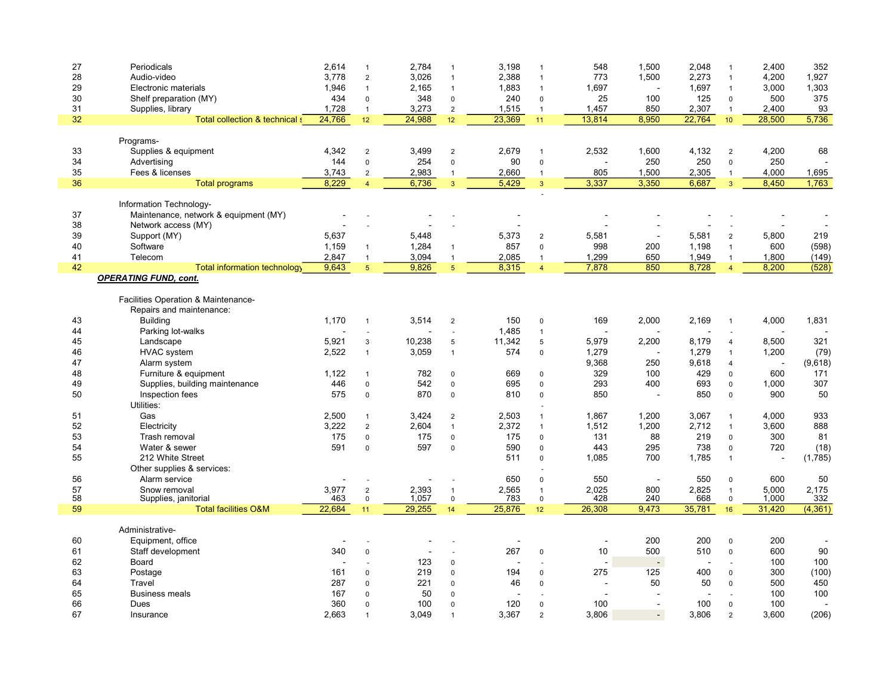| | | | | | | | | | | | | | |
|---|---|---|---|---|---|---|---|---|---|---|---|---|---|
| 27 | Periodicals | 2,614 | 1 | 2,784 | 1 | 3,198 | 1 | 548 | 1,500 | 2,048 | 1 | 2,400 | 352 |
| 28 | Audio-video | 3,778 | 2 | 3,026 | 1 | 2,388 | 1 | 773 | 1,500 | 2,273 | 1 | 4,200 | 1,927 |
| 29 | Electronic materials | 1,946 | 1 | 2,165 | 1 | 1,883 | 1 | 1,697 | - | 1,697 | 1 | 3,000 | 1,303 |
| 30 | Shelf preparation (MY) | 434 | 0 | 348 | 0 | 240 | 0 | 25 | 100 | 125 | 0 | 500 | 375 |
| 31 | Supplies, library | 1,728 | 1 | 3,273 | 2 | 1,515 | 1 | 1,457 | 850 | 2,307 | 1 | 2,400 | 93 |
| 32 | Total collection & technical s | 24,766 | 12 | 24,988 | 12 | 23,369 | 11 | 13,814 | 8,950 | 22,764 | 10 | 28,500 | 5,736 |
| | | | | | | | | | | | | | |
| | Programs- | | | | | | | | | | | | |
| 33 | Supplies & equipment | 4,342 | 2 | 3,499 | 2 | 2,679 | 1 | 2,532 | 1,600 | 4,132 | 2 | 4,200 | 68 |
| 34 | Advertising | 144 | 0 | 254 | 0 | 90 | 0 | - | 250 | 250 | 0 | 250 | - |
| 35 | Fees & licenses | 3,743 | 2 | 2,983 | 1 | 2,660 | 1 | 805 | 1,500 | 2,305 | 1 | 4,000 | 1,695 |
| 36 | Total programs | 8,229 | 4 | 6,736 | 3 | 5,429 | 3 | 3,337 | 3,350 | 6,687 | 3 | 8,450 | 1,763 |
| | | | | | | | - | | | | | | |
| | Information Technology- | | | | | | | | | | | | |
| 37 | Maintenance, network & equipment (MY) | - | - | - | - | - | | - | - | - | - | - | - |
| 38 | Network access (MY) | - | - | - | - | - | | - | - | - | - | - | - |
| 39 | Support (MY) | 5,637 | | 5,448 | | 5,373 | 2 | 5,581 | - | 5,581 | 2 | 5,800 | 219 |
| 40 | Software | 1,159 | 1 | 1,284 | 1 | 857 | 0 | 998 | 200 | 1,198 | 1 | 600 | (598) |
| 41 | Telecom | 2,847 | 1 | 3,094 | 1 | 2,085 | 1 | 1,299 | 650 | 1,949 | 1 | 1,800 | (149) |
| 42 | Total information technology | 9,643 | 5 | 9,826 | 5 | 8,315 | 4 | 7,878 | 850 | 8,728 | 4 | 8,200 | (528) |
| | ***OPERATING FUND, cont.*** | | | | | | | | | | | | |
| | | | | | | | | | | | | | |
| | Facilities Operation & Maintenance- | | | | | | | | | | | | |
| | Repairs and maintenance: | | | | | | | | | | | | |
| 43 | Building | 1,170 | 1 | 3,514 | 2 | 150 | 0 | 169 | 2,000 | 2,169 | 1 | 4,000 | 1,831 |
| 44 | Parking lot-walks | - | - | - | - | 1,485 | 1 | - | - | - | - | - | - |
| 45 | Landscape | 5,921 | 3 | 10,238 | 5 | 11,342 | 5 | 5,979 | 2,200 | 8,179 | 4 | 8,500 | 321 |
| 46 | HVAC system | 2,522 | 1 | 3,059 | 1 | 574 | 0 | 1,279 | - | 1,279 | 1 | 1,200 | (79) |
| 47 | Alarm system | | | | | | | 9,368 | 250 | 9,618 | 4 | - | (9,618) |
| 48 | Furniture & equipment | 1,122 | 1 | 782 | 0 | 669 | 0 | 329 | 100 | 429 | 0 | 600 | 171 |
| 49 | Supplies, building maintenance | 446 | 0 | 542 | 0 | 695 | 0 | 293 | 400 | 693 | 0 | 1,000 | 307 |
| 50 | Inspection fees | 575 | 0 | 870 | 0 | 810 | 0 | 850 | - | 850 | 0 | 900 | 50 |
| | Utilities: | | | | | | - | | | | | | |
| 51 | Gas | 2,500 | 1 | 3,424 | 2 | 2,503 | 1 | 1,867 | 1,200 | 3,067 | 1 | 4,000 | 933 |
| 52 | Electricity | 3,222 | 2 | 2,604 | 1 | 2,372 | 1 | 1,512 | 1,200 | 2,712 | 1 | 3,600 | 888 |
| 53 | Trash removal | 175 | 0 | 175 | 0 | 175 | 0 | 131 | 88 | 219 | 0 | 300 | 81 |
| 54 | Water & sewer | 591 | 0 | 597 | 0 | 590 | 0 | 443 | 295 | 738 | 0 | 720 | (18) |
| 55 | 212 White Street | | | | | 511 | 0 | 1,085 | 700 | 1,785 | 1 | - | (1,785) |
| | Other supplies & services: | | | | | | - | | | | | | |
| 56 | Alarm service | - | - | - | - | 650 | 0 | 550 | - | 550 | 0 | 600 | 50 |
| 57 | Snow removal | 3,977 | 2 | 2,393 | 1 | 2,565 | 1 | 2,025 | 800 | 2,825 | 1 | 5,000 | 2,175 |
| 58 | Supplies, janitorial | 463 | 0 | 1,057 | 0 | 783 | 0 | 428 | 240 | 668 | 0 | 1,000 | 332 |
| 59 | Total facilities O&M | 22,684 | 11 | 29,255 | 14 | 25,876 | 12 | 26,308 | 9,473 | 35,781 | 16 | 31,420 | (4,361) |
| | | | | | | | | | | | | | |
| | Administrative- | | | | | | | | | | | | |
| 60 | Equipment, office | - | - | - | - | - | | - | 200 | 200 | 0 | 200 | - |
| 61 | Staff development | 340 | 0 | - | - | 267 | 0 | 10 | 500 | 510 | 0 | 600 | 90 |
| 62 | Board | - | - | 123 | 0 | - | - | - | - | - | - | 100 | 100 |
| 63 | Postage | 161 | 0 | 219 | 0 | 194 | 0 | 275 | 125 | 400 | 0 | 300 | (100) |
| 64 | Travel | 287 | 0 | 221 | 0 | 46 | 0 | - | 50 | 50 | 0 | 500 | 450 |
| 65 | Business meals | 167 | 0 | 50 | 0 | - | - | - | - | - | - | 100 | 100 |
| 66 | Dues | 360 | 0 | 100 | 0 | 120 | 0 | 100 | - | 100 | 0 | 100 | - |
| 67 | Insurance | 2,663 | 1 | 3,049 | 1 | 3,367 | 2 | 3,806 | - | 3,806 | 2 | 3,600 | (206) |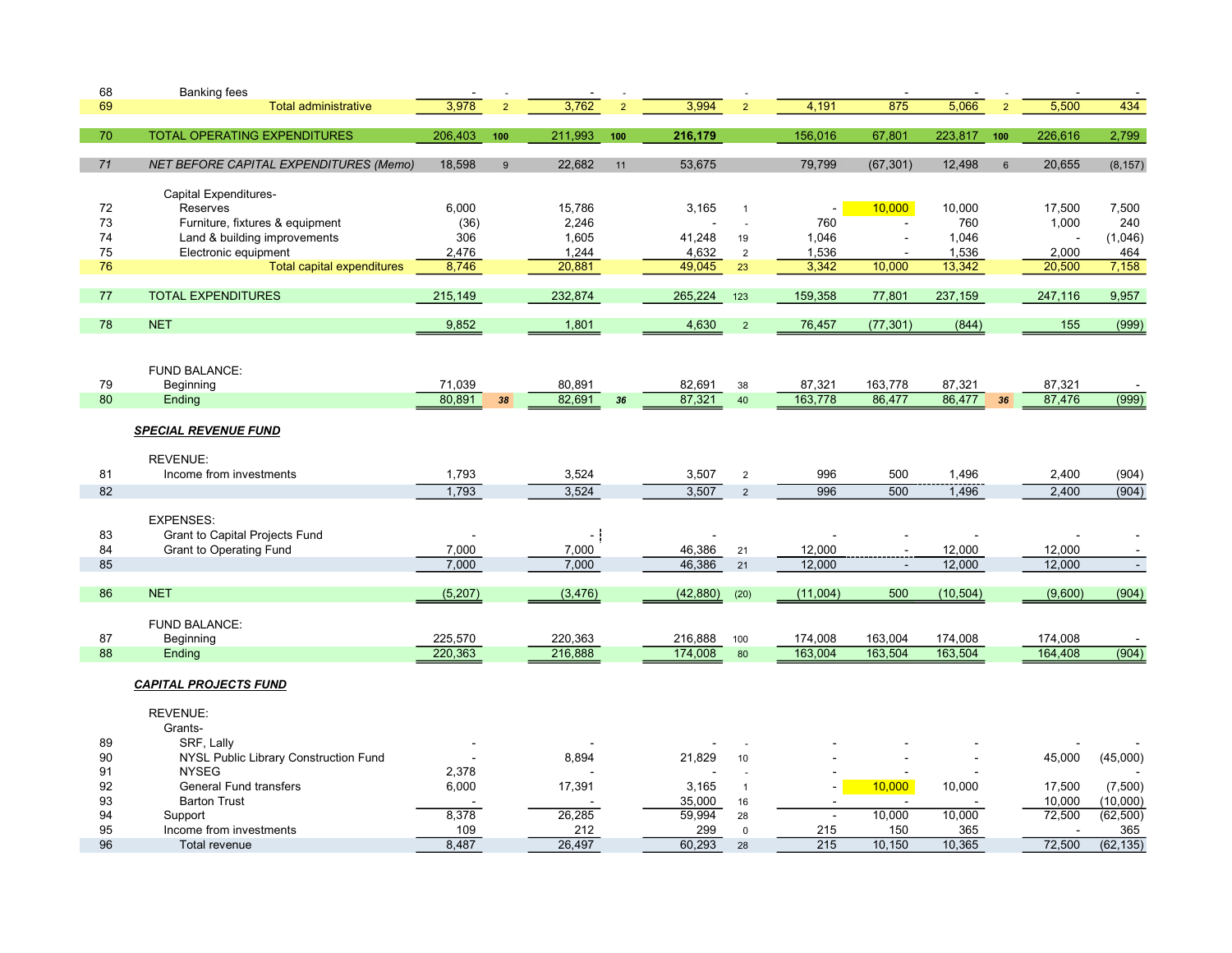| # | Description | | | | | | | | | | | | |
|---|---|---|---|---|---|---|---|---|---|---|---|---|---|
| 68 | Banking fees | - | - | - | - | | - | | - | - | - | - | - |
| 69 | Total administrative | 3,978 | 2 | 3,762 | 2 | 3,994 | 2 | 4,191 | 875 | 5,066 | 2 | 5,500 | 434 |
| 70 | TOTAL OPERATING EXPENDITURES | 206,403 | 100 | 211,993 | 100 | **216,179** | | 156,016 | 67,801 | 223,817 | 100 | 226,616 | 2,799 |
| 71 | *NET BEFORE CAPITAL EXPENDITURES (Memo)* | 18,598 | 9 | 22,682 | 11 | 53,675 | | 79,799 | (67,301) | 12,498 | 6 | 20,655 | (8,157) |
| | Capital Expenditures- | | | | | | | | | | | | |
| 72 | Reserves | 6,000 | | 15,786 | | 3,165 | 1 | - | 10,000 | 10,000 | | 17,500 | 7,500 |
| 73 | Furniture, fixtures & equipment | (36) | | 2,246 | | - | - | 760 | - | 760 | | 1,000 | 240 |
| 74 | Land & building improvements | 306 | | 1,605 | | 41,248 | 19 | 1,046 | - | 1,046 | | - | (1,046) |
| 75 | Electronic equipment | 2,476 | | 1,244 | | 4,632 | 2 | 1,536 | - | 1,536 | | 2,000 | 464 |
| 76 | Total capital expenditures | 8,746 | | 20,881 | | 49,045 | 23 | 3,342 | 10,000 | 13,342 | | 20,500 | 7,158 |
| 77 | TOTAL EXPENDITURES | 215,149 | | 232,874 | | 265,224 | 123 | 159,358 | 77,801 | 237,159 | | 247,116 | 9,957 |
| 78 | NET | 9,852 | | 1,801 | | 4,630 | 2 | 76,457 | (77,301) | (844) | | 155 | (999) |
| | FUND BALANCE: | | | | | | | | | | | | |
| 79 | Beginning | 71,039 | | 80,891 | | 82,691 | 38 | 87,321 | 163,778 | 87,321 | | 87,321 | - |
| 80 | Ending | 80,891 | 38 | 82,691 | 36 | 87,321 | 40 | 163,778 | 86,477 | 86,477 | 36 | 87,476 | (999) |
| | ***SPECIAL REVENUE FUND*** | | | | | | | | | | | | |
| | REVENUE: | | | | | | | | | | | | |
| 81 | Income from investments | 1,793 | | 3,524 | | 3,507 | 2 | 996 | 500 | 1,496 | | 2,400 | (904) |
| 82 | | 1,793 | | 3,524 | | 3,507 | 2 | 996 | 500 | 1,496 | | 2,400 | (904) |
| | EXPENSES: | | | | | | | | | | | | |
| 83 | Grant to Capital Projects Fund | - | | - | | - | | - | - | - | | - | - |
| 84 | Grant to Operating Fund | 7,000 | | 7,000 | | 46,386 | 21 | 12,000 | - | 12,000 | | 12,000 | - |
| 85 | | 7,000 | | 7,000 | | 46,386 | 21 | 12,000 | - | 12,000 | | 12,000 | - |
| 86 | NET | (5,207) | | (3,476) | | (42,880) | (20) | (11,004) | 500 | (10,504) | | (9,600) | (904) |
| | FUND BALANCE: | | | | | | | | | | | | |
| 87 | Beginning | 225,570 | | 220,363 | | 216,888 | 100 | 174,008 | 163,004 | 174,008 | | 174,008 | - |
| 88 | Ending | 220,363 | | 216,888 | | 174,008 | 80 | 163,004 | 163,504 | 163,504 | | 164,408 | (904) |
| | ***CAPITAL PROJECTS FUND*** | | | | | | | | | | | | |
| | REVENUE: | | | | | | | | | | | | |
| | Grants- | | | | | | | | | | | | |
| 89 | SRF, Lally | - | | - | | - | - | - | - | - | | - | - |
| 90 | NYSL Public Library Construction Fund | - | | 8,894 | | 21,829 | 10 | - | - | - | | 45,000 | (45,000) |
| 91 | NYSEG | 2,378 | | - | | - | - | - | - | - | | | - |
| 92 | General Fund transfers | 6,000 | | 17,391 | | 3,165 | 1 | - | 10,000 | 10,000 | | 17,500 | (7,500) |
| 93 | Barton Trust | - | | - | | 35,000 | 16 | - | - | - | | 10,000 | (10,000) |
| 94 | Support | 8,378 | | 26,285 | | 59,994 | 28 | - | 10,000 | 10,000 | | 72,500 | (62,500) |
| 95 | Income from investments | 109 | | 212 | | 299 | 0 | 215 | 150 | 365 | | - | 365 |
| 96 | Total revenue | 8,487 | | 26,497 | | 60,293 | 28 | 215 | 10,150 | 10,365 | | 72,500 | (62,135) |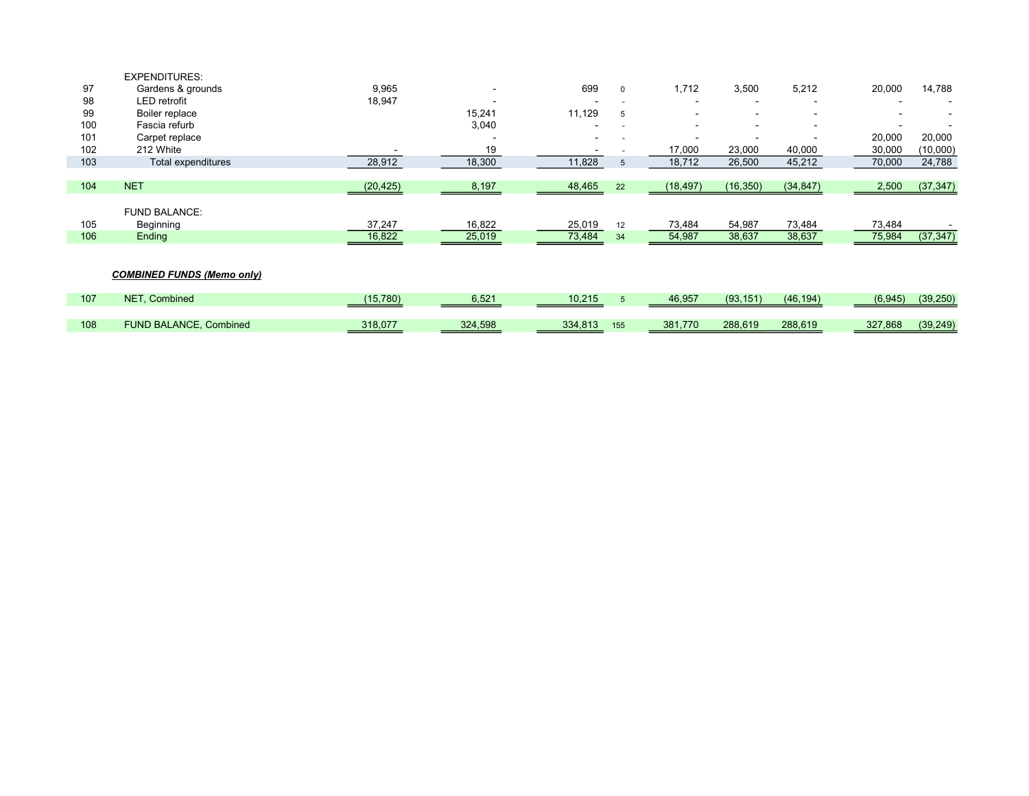| | | | | | | | | | | |
|---|---|---|---|---|---|---|---|---|---|---|
| | EXPENDITURES: | | | | | | | | | |
| 97 | Gardens & grounds | 9,965 | - | 699 | 0 | 1,712 | 3,500 | 5,212 | 20,000 | 14,788 |
| 98 | LED retrofit | 18,947 | - | - | - | - | - | - | - | - |
| 99 | Boiler replace | | 15,241 | 11,129 | 5 | - | - | - | - | - |
| 100 | Fascia refurb | | 3,040 | - | - | - | - | - | - | - |
| 101 | Carpet replace | | - | - | - | - | - | - | 20,000 | 20,000 |
| 102 | 212 White | - | 19 | - | - | 17,000 | 23,000 | 40,000 | 30,000 | (10,000) |
| 103 | Total expenditures | 28,912 | 18,300 | 11,828 | 5 | 18,712 | 26,500 | 45,212 | 70,000 | 24,788 |
| | | | | | | | | | | |
| 104 | NET | (20,425) | 8,197 | 48,465 | 22 | (18,497) | (16,350) | (34,847) | 2,500 | (37,347) |
| | | | | | | | | | | |
| | FUND BALANCE: | | | | | | | | | |
| 105 | Beginning | 37,247 | 16,822 | 25,019 | 12 | 73,484 | 54,987 | 73,484 | 73,484 | - |
| 106 | Ending | 16,822 | 25,019 | 73,484 | 34 | 54,987 | 38,637 | 38,637 | 75,984 | (37,347) |

***COMBINED FUNDS (Memo only)***

| | | | | | | | | | | |
|---|---|---|---|---|---|---|---|---|---|---|
| 107 | NET, Combined | (15,780) | 6,521 | 10,215 | 5 | 46,957 | (93,151) | (46,194) | (6,945) | (39,250) |
| 108 | FUND BALANCE, Combined | 318,077 | 324,598 | 334,813 | 155 | 381,770 | 288,619 | 288,619 | 327,868 | (39,249) |